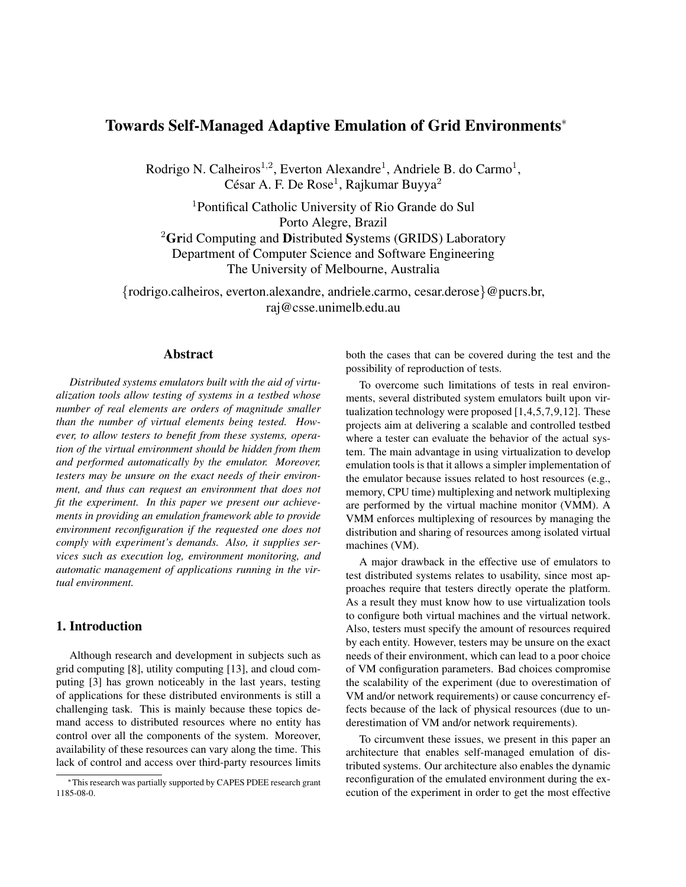# Towards Self-Managed Adaptive Emulation of Grid Environments*

Rodrigo N. Calheiros[1,2], Everton Alexandre[1], Andriele B. do Carmo[1], César A. F. De Rose[1], Rajkumar Buyya[2]

[1]Pontifical Catholic University of Rio Grande do Sul
Porto Alegre, Brazil
[2]**Gr**id Computing and **D**istributed **S**ystems (GRIDS) Laboratory
Department of Computer Science and Software Engineering
The University of Melbourne, Australia

{rodrigo.calheiros, everton.alexandre, andriele.carmo, cesar.derose}@pucrs.br, raj@csse.unimelb.edu.au

## Abstract

*Distributed systems emulators built with the aid of virtualization tools allow testing of systems in a testbed whose number of real elements are orders of magnitude smaller than the number of virtual elements being tested. However, to allow testers to benefit from these systems, operation of the virtual environment should be hidden from them and performed automatically by the emulator. Moreover, testers may be unsure on the exact needs of their environment, and thus can request an environment that does not fit the experiment. In this paper we present our achievements in providing an emulation framework able to provide environment reconfiguration if the requested one does not comply with experiment's demands. Also, it supplies services such as execution log, environment monitoring, and automatic management of applications running in the virtual environment.*

## 1. Introduction

Although research and development in subjects such as grid computing [8], utility computing [13], and cloud computing [3] has grown noticeably in the last years, testing of applications for these distributed environments is still a challenging task. This is mainly because these topics demand access to distributed resources where no entity has control over all the components of the system. Moreover, availability of these resources can vary along the time. This lack of control and access over third-party resources limits both the cases that can be covered during the test and the possibility of reproduction of tests.

To overcome such limitations of tests in real environments, several distributed system emulators built upon virtualization technology were proposed [1,4,5,7,9,12]. These projects aim at delivering a scalable and controlled testbed where a tester can evaluate the behavior of the actual system. The main advantage in using virtualization to develop emulation tools is that it allows a simpler implementation of the emulator because issues related to host resources (e.g., memory, CPU time) multiplexing and network multiplexing are performed by the virtual machine monitor (VMM). A VMM enforces multiplexing of resources by managing the distribution and sharing of resources among isolated virtual machines (VM).

A major drawback in the effective use of emulators to test distributed systems relates to usability, since most approaches require that testers directly operate the platform. As a result they must know how to use virtualization tools to configure both virtual machines and the virtual network. Also, testers must specify the amount of resources required by each entity. However, testers may be unsure on the exact needs of their environment, which can lead to a poor choice of VM configuration parameters. Bad choices compromise the scalability of the experiment (due to overestimation of VM and/or network requirements) or cause concurrency effects because of the lack of physical resources (due to underestimation of VM and/or network requirements).

To circumvent these issues, we present in this paper an architecture that enables self-managed emulation of distributed systems. Our architecture also enables the dynamic reconfiguration of the emulated environment during the execution of the experiment in order to get the most effective

*This research was partially supported by CAPES PDEE research grant 1185-08-0.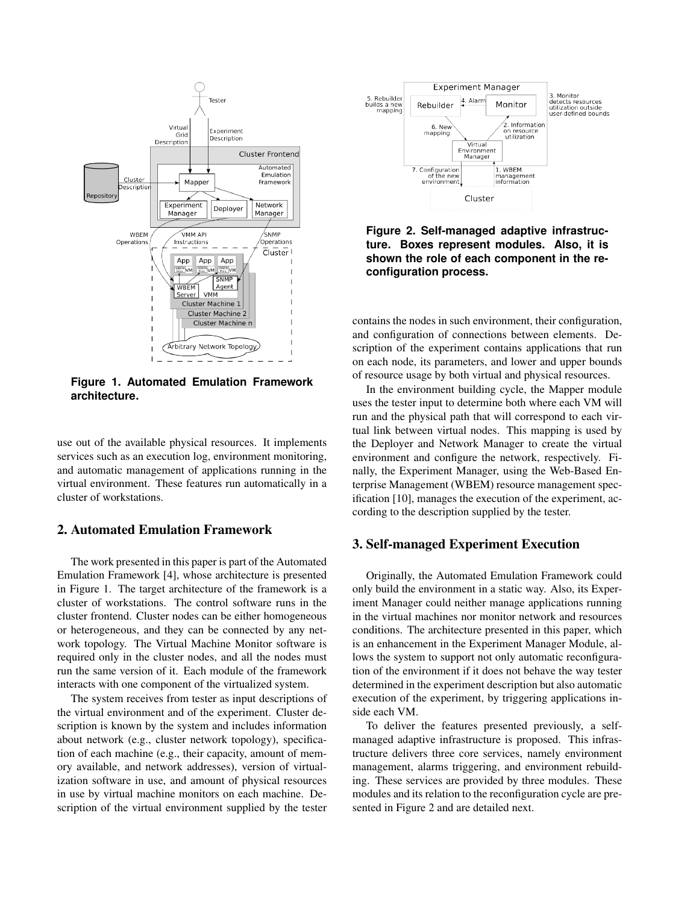Figure 1. Automated Emulation Framework architecture.

use out of the available physical resources. It implements services such as an execution log, environment monitoring, and automatic management of applications running in the virtual environment. These features run automatically in a cluster of workstations.

## 2. Automated Emulation Framework

The work presented in this paper is part of the Automated Emulation Framework [4], whose architecture is presented in Figure 1. The target architecture of the framework is a cluster of workstations. The control software runs in the cluster frontend. Cluster nodes can be either homogeneous or heterogeneous, and they can be connected by any network topology. The Virtual Machine Monitor software is required only in the cluster nodes, and all the nodes must run the same version of it. Each module of the framework interacts with one component of the virtualized system.

The system receives from tester as input descriptions of the virtual environment and of the experiment. Cluster description is known by the system and includes information about network (e.g., cluster network topology), specification of each machine (e.g., their capacity, amount of memory available, and network addresses), version of virtualization software in use, and amount of physical resources in use by virtual machine monitors on each machine. Description of the virtual environment supplied by the tester contains the nodes in such environment, their configuration, and configuration of connections between elements. Description of the experiment contains applications that run on each node, its parameters, and lower and upper bounds of resource usage by both virtual and physical resources.

In the environment building cycle, the Mapper module uses the tester input to determine both where each VM will run and the physical path that will correspond to each virtual link between virtual nodes. This mapping is used by the Deployer and Network Manager to create the virtual environment and configure the network, respectively. Finally, the Experiment Manager, using the Web-Based Enterprise Management (WBEM) resource management specification [10], manages the execution of the experiment, according to the description supplied by the tester.

Figure 2. Self-managed adaptive infrastructure. Boxes represent modules. Also, it is shown the role of each component in the reconfiguration process.

## 3. Self-managed Experiment Execution

Originally, the Automated Emulation Framework could only build the environment in a static way. Also, its Experiment Manager could neither manage applications running in the virtual machines nor monitor network and resources conditions. The architecture presented in this paper, which is an enhancement in the Experiment Manager Module, allows the system to support not only automatic reconfiguration of the environment if it does not behave the way tester determined in the experiment description but also automatic execution of the experiment, by triggering applications inside each VM.

To deliver the features presented previously, a self-managed adaptive infrastructure is proposed. This infrastructure delivers three core services, namely environment management, alarms triggering, and environment rebuilding. These services are provided by three modules. These modules and its relation to the reconfiguration cycle are presented in Figure 2 and are detailed next.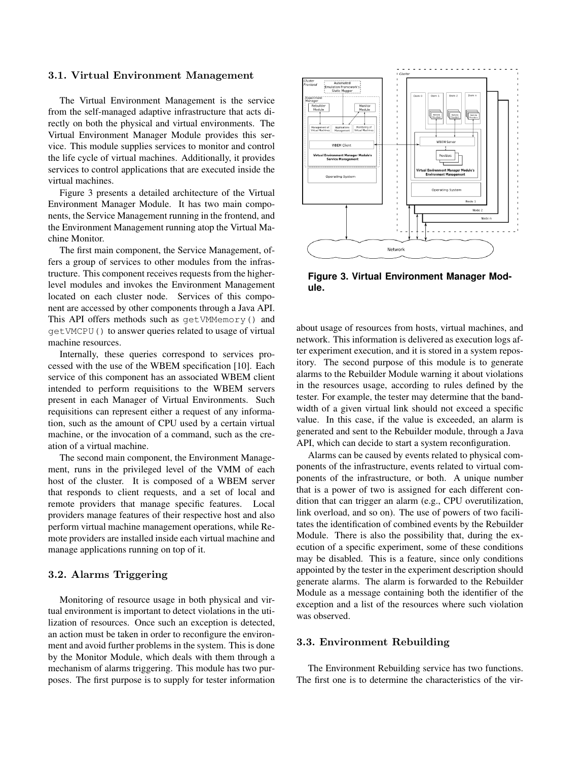### 3.1. Virtual Environment Management

The Virtual Environment Management is the service from the self-managed adaptive infrastructure that acts directly on both the physical and virtual environments. The Virtual Environment Manager Module provides this service. This module supplies services to monitor and control the life cycle of virtual machines. Additionally, it provides services to control applications that are executed inside the virtual machines.

Figure 3 presents a detailed architecture of the Virtual Environment Manager Module. It has two main components, the Service Management running in the frontend, and the Environment Management running atop the Virtual Machine Monitor.

The first main component, the Service Management, offers a group of services to other modules from the infrastructure. This component receives requests from the higher-level modules and invokes the Environment Management located on each cluster node. Services of this component are accessed by other components through a Java API. This API offers methods such as `getVMMemory()` and `getVCPU()` to answer queries related to usage of virtual machine resources.

Internally, these queries correspond to services processed with the use of the WBEM specification [10]. Each service of this component has an associated WBEM client intended to perform requisitions to the WBEM servers present in each Manager of Virtual Environments. Such requisitions can represent either a request of any information, such as the amount of CPU used by a certain virtual machine, or the invocation of a command, such as the creation of a virtual machine.

The second main component, the Environment Management, runs in the privileged level of the VMM of each host of the cluster. It is composed of a WBEM server that responds to client requests, and a set of local and remote providers that manage specific features. Local providers manage features of their respective host and also perform virtual machine management operations, while Remote providers are installed inside each virtual machine and manage applications running on top of it.

**Figure 3. Virtual Environment Manager Module.**

### 3.2. Alarms Triggering

Monitoring of resource usage in both physical and virtual environment is important to detect violations in the utilization of resources. Once such an exception is detected, an action must be taken in order to reconfigure the environment and avoid further problems in the system. This is done by the Monitor Module, which deals with them through a mechanism of alarms triggering. This module has two purposes. The first purpose is to supply for tester information about usage of resources from hosts, virtual machines, and network. This information is delivered as execution logs after experiment execution, and it is stored in a system repository. The second purpose of this module is to generate alarms to the Rebuilder Module warning it about violations in the resources usage, according to rules defined by the tester. For example, the tester may determine that the bandwidth of a given virtual link should not exceed a specific value. In this case, if the value is exceeded, an alarm is generated and sent to the Rebuilder module, through a Java API, which can decide to start a system reconfiguration.

Alarms can be caused by events related to physical components of the infrastructure, events related to virtual components of the infrastructure, or both. A unique number that is a power of two is assigned for each different condition that can trigger an alarm (e.g., CPU overutilization, link overload, and so on). The use of powers of two facilitates the identification of combined events by the Rebuilder Module. There is also the possibility that, during the execution of a specific experiment, some of these conditions may be disabled. This is a feature, since only conditions appointed by the tester in the experiment description should generate alarms. The alarm is forwarded to the Rebuilder Module as a message containing both the identifier of the exception and a list of the resources where such violation was observed.

### 3.3. Environment Rebuilding

The Environment Rebuilding service has two functions. The first one is to determine the characteristics of the vir-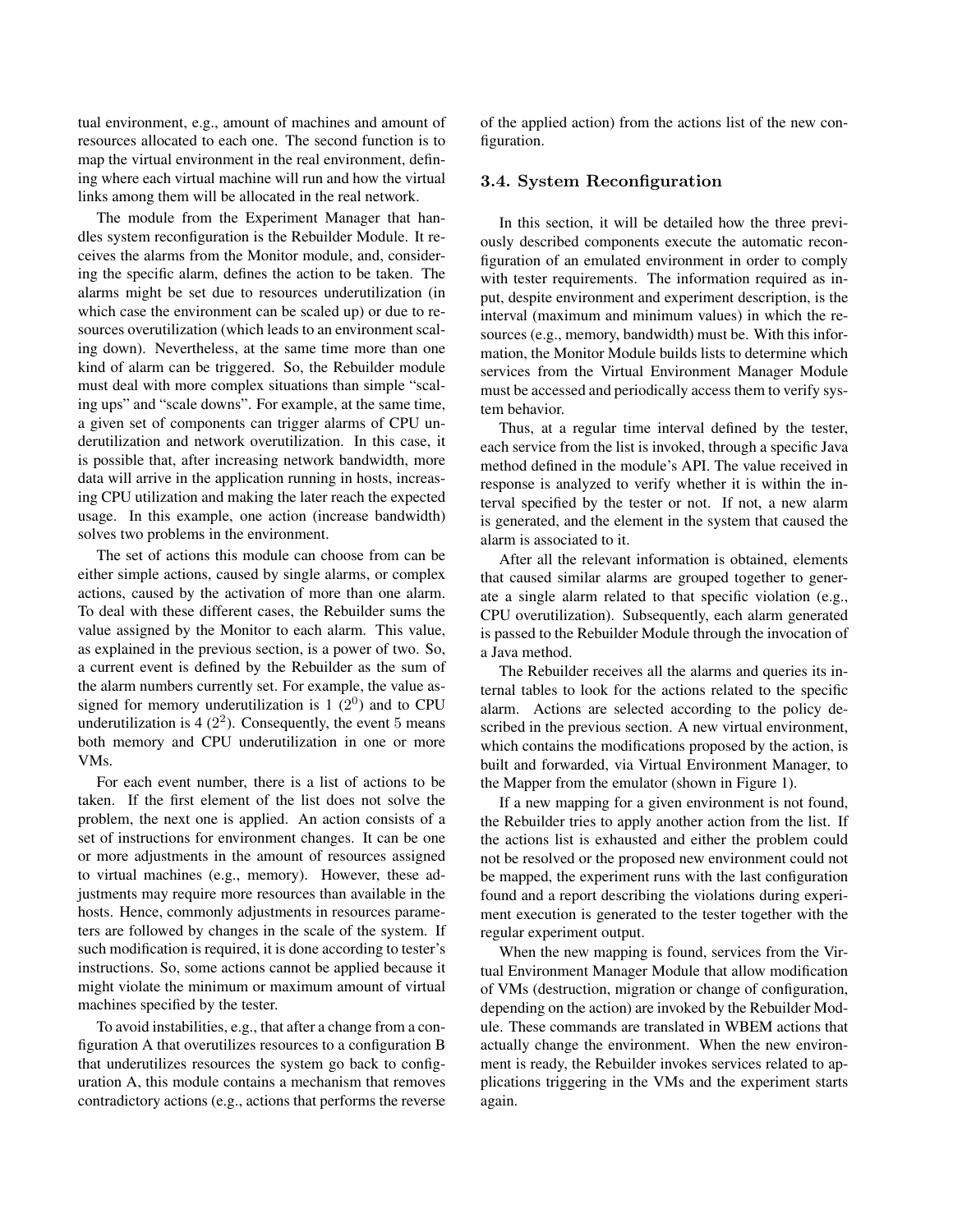tual environment, e.g., amount of machines and amount of resources allocated to each one. The second function is to map the virtual environment in the real environment, defining where each virtual machine will run and how the virtual links among them will be allocated in the real network.

The module from the Experiment Manager that handles system reconfiguration is the Rebuilder Module. It receives the alarms from the Monitor module, and, considering the specific alarm, defines the action to be taken. The alarms might be set due to resources underutilization (in which case the environment can be scaled up) or due to resources overutilization (which leads to an environment scaling down). Nevertheless, at the same time more than one kind of alarm can be triggered. So, the Rebuilder module must deal with more complex situations than simple "scaling ups" and "scale downs". For example, at the same time, a given set of components can trigger alarms of CPU underutilization and network overutilization. In this case, it is possible that, after increasing network bandwidth, more data will arrive in the application running in hosts, increasing CPU utilization and making the later reach the expected usage. In this example, one action (increase bandwidth) solves two problems in the environment.

The set of actions this module can choose from can be either simple actions, caused by single alarms, or complex actions, caused by the activation of more than one alarm. To deal with these different cases, the Rebuilder sums the value assigned by the Monitor to each alarm. This value, as explained in the previous section, is a power of two. So, a current event is defined by the Rebuilder as the sum of the alarm numbers currently set. For example, the value assigned for memory underutilization is 1 ($2^0$) and to CPU underutilization is 4 ($2^2$). Consequently, the event 5 means both memory and CPU underutilization in one or more VMs.

For each event number, there is a list of actions to be taken. If the first element of the list does not solve the problem, the next one is applied. An action consists of a set of instructions for environment changes. It can be one or more adjustments in the amount of resources assigned to virtual machines (e.g., memory). However, these adjustments may require more resources than available in the hosts. Hence, commonly adjustments in resources parameters are followed by changes in the scale of the system. If such modification is required, it is done according to tester's instructions. So, some actions cannot be applied because it might violate the minimum or maximum amount of virtual machines specified by the tester.

To avoid instabilities, e.g., that after a change from a configuration A that overutilizes resources to a configuration B that underutilizes resources the system go back to configuration A, this module contains a mechanism that removes contradictory actions (e.g., actions that performs the reverse of the applied action) from the actions list of the new configuration.

### 3.4. System Reconfiguration

In this section, it will be detailed how the three previously described components execute the automatic reconfiguration of an emulated environment in order to comply with tester requirements. The information required as input, despite environment and experiment description, is the interval (maximum and minimum values) in which the resources (e.g., memory, bandwidth) must be. With this information, the Monitor Module builds lists to determine which services from the Virtual Environment Manager Module must be accessed and periodically access them to verify system behavior.

Thus, at a regular time interval defined by the tester, each service from the list is invoked, through a specific Java method defined in the module's API. The value received in response is analyzed to verify whether it is within the interval specified by the tester or not. If not, a new alarm is generated, and the element in the system that caused the alarm is associated to it.

After all the relevant information is obtained, elements that caused similar alarms are grouped together to generate a single alarm related to that specific violation (e.g., CPU overutilization). Subsequently, each alarm generated is passed to the Rebuilder Module through the invocation of a Java method.

The Rebuilder receives all the alarms and queries its internal tables to look for the actions related to the specific alarm. Actions are selected according to the policy described in the previous section. A new virtual environment, which contains the modifications proposed by the action, is built and forwarded, via Virtual Environment Manager, to the Mapper from the emulator (shown in Figure 1).

If a new mapping for a given environment is not found, the Rebuilder tries to apply another action from the list. If the actions list is exhausted and either the problem could not be resolved or the proposed new environment could not be mapped, the experiment runs with the last configuration found and a report describing the violations during experiment execution is generated to the tester together with the regular experiment output.

When the new mapping is found, services from the Virtual Environment Manager Module that allow modification of VMs (destruction, migration or change of configuration, depending on the action) are invoked by the Rebuilder Module. These commands are translated in WBEM actions that actually change the environment. When the new environment is ready, the Rebuilder invokes services related to applications triggering in the VMs and the experiment starts again.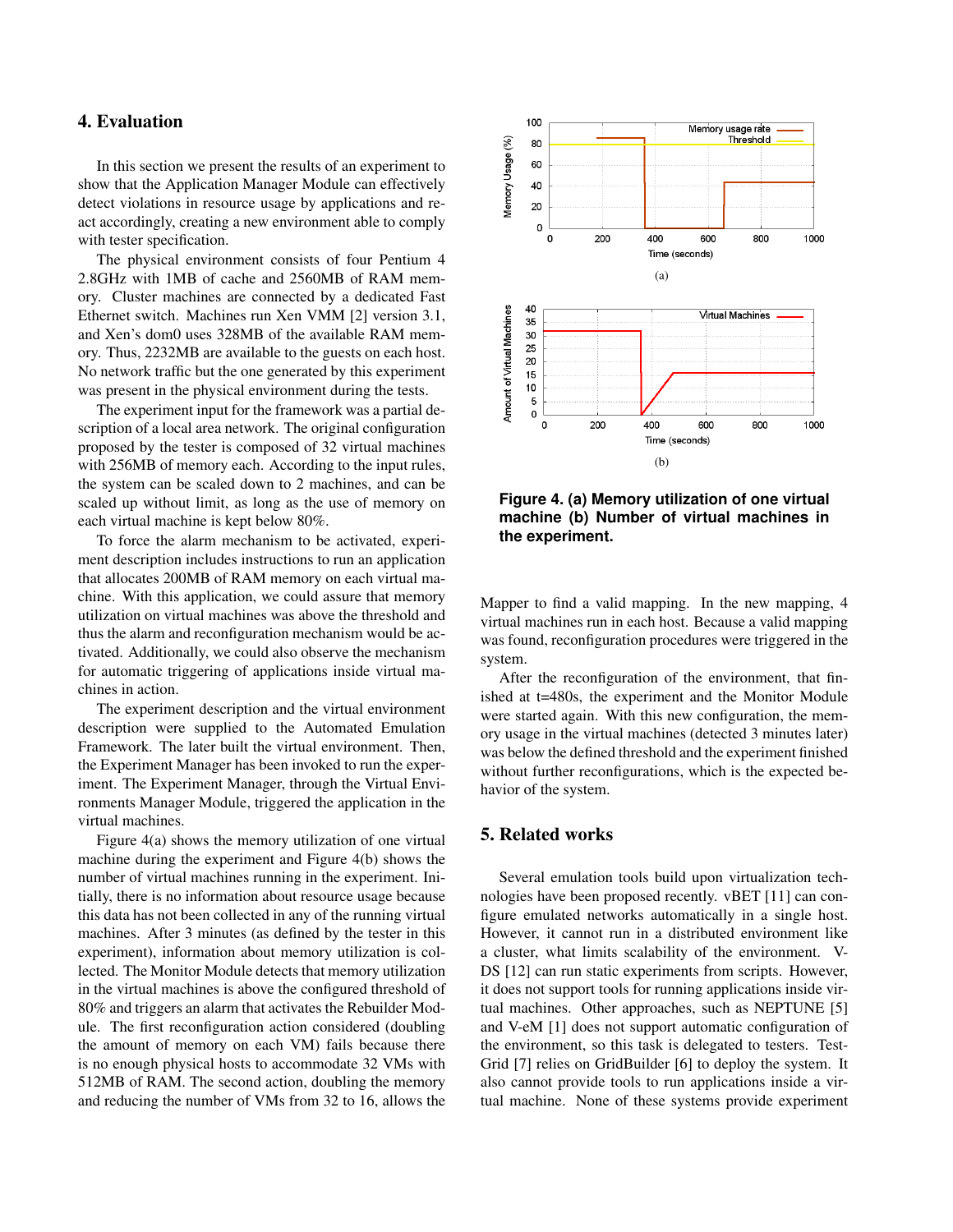## 4. Evaluation

In this section we present the results of an experiment to show that the Application Manager Module can effectively detect violations in resource usage by applications and react accordingly, creating a new environment able to comply with tester specification.

The physical environment consists of four Pentium 4 2.8GHz with 1MB of cache and 2560MB of RAM memory. Cluster machines are connected by a dedicated Fast Ethernet switch. Machines run Xen VMM [2] version 3.1, and Xen's dom0 uses 328MB of the available RAM memory. Thus, 2232MB are available to the guests on each host. No network traffic but the one generated by this experiment was present in the physical environment during the tests.

The experiment input for the framework was a partial description of a local area network. The original configuration proposed by the tester is composed of 32 virtual machines with 256MB of memory each. According to the input rules, the system can be scaled down to 2 machines, and can be scaled up without limit, as long as the use of memory on each virtual machine is kept below 80%.

To force the alarm mechanism to be activated, experiment description includes instructions to run an application that allocates 200MB of RAM memory on each virtual machine. With this application, we could assure that memory utilization on virtual machines was above the threshold and thus the alarm and reconfiguration mechanism would be activated. Additionally, we could also observe the mechanism for automatic triggering of applications inside virtual machines in action.

The experiment description and the virtual environment description were supplied to the Automated Emulation Framework. The later built the virtual environment. Then, the Experiment Manager has been invoked to run the experiment. The Experiment Manager, through the Virtual Environments Manager Module, triggered the application in the virtual machines.

Figure 4(a) shows the memory utilization of one virtual machine during the experiment and Figure 4(b) shows the number of virtual machines running in the experiment. Initially, there is no information about resource usage because this data has not been collected in any of the running virtual machines. After 3 minutes (as defined by the tester in this experiment), information about memory utilization is collected. The Monitor Module detects that memory utilization in the virtual machines is above the configured threshold of 80% and triggers an alarm that activates the Rebuilder Module. The first reconfiguration action considered (doubling the amount of memory on each VM) fails because there is no enough physical hosts to accommodate 32 VMs with 512MB of RAM. The second action, doubling the memory and reducing the number of VMs from 32 to 16, allows the Mapper to find a valid mapping. In the new mapping, 4 virtual machines run in each host. Because a valid mapping was found, reconfiguration procedures were triggered in the system.

**Figure 4. (a) Memory utilization of one virtual machine (b) Number of virtual machines in the experiment.**

After the reconfiguration of the environment, that finished at t=480s, the experiment and the Monitor Module were started again. With this new configuration, the memory usage in the virtual machines (detected 3 minutes later) was below the defined threshold and the experiment finished without further reconfigurations, which is the expected behavior of the system.

## 5. Related works

Several emulation tools build upon virtualization technologies have been proposed recently. vBET [11] can configure emulated networks automatically in a single host. However, it cannot run in a distributed environment like a cluster, what limits scalability of the environment. V-DS [12] can run static experiments from scripts. However, it does not support tools for running applications inside virtual machines. Other approaches, such as NEPTUNE [5] and V-eM [1] does not support automatic configuration of the environment, so this task is delegated to testers. Test-Grid [7] relies on GridBuilder [6] to deploy the system. It also cannot provide tools to run applications inside a virtual machine. None of these systems provide experiment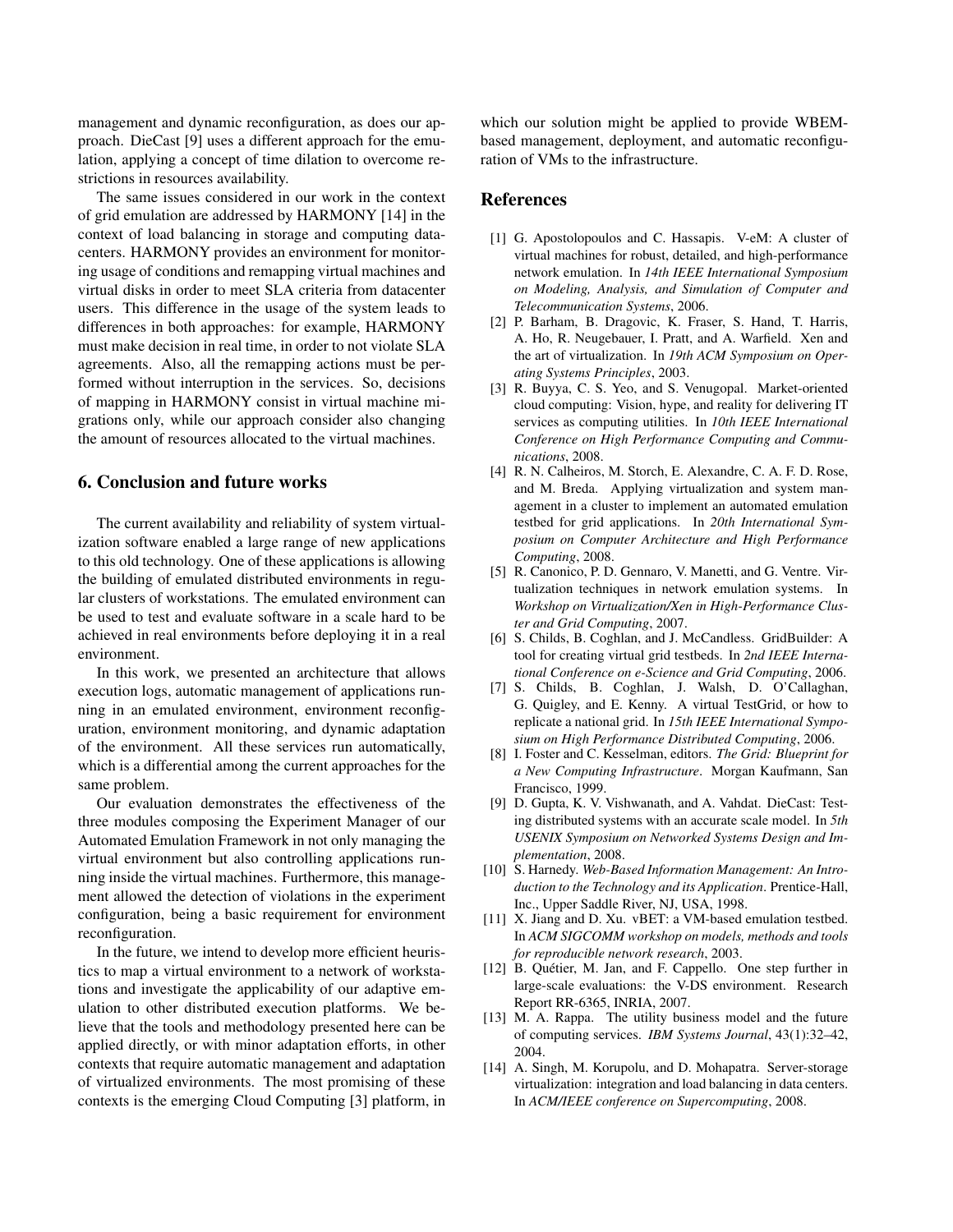management and dynamic reconfiguration, as does our approach. DieCast [9] uses a different approach for the emulation, applying a concept of time dilation to overcome restrictions in resources availability.

The same issues considered in our work in the context of grid emulation are addressed by HARMONY [14] in the context of load balancing in storage and computing datacenters. HARMONY provides an environment for monitoring usage of conditions and remapping virtual machines and virtual disks in order to meet SLA criteria from datacenter users. This difference in the usage of the system leads to differences in both approaches: for example, HARMONY must make decision in real time, in order to not violate SLA agreements. Also, all the remapping actions must be performed without interruption in the services. So, decisions of mapping in HARMONY consist in virtual machine migrations only, while our approach consider also changing the amount of resources allocated to the virtual machines.

## 6. Conclusion and future works

The current availability and reliability of system virtualization software enabled a large range of new applications to this old technology. One of these applications is allowing the building of emulated distributed environments in regular clusters of workstations. The emulated environment can be used to test and evaluate software in a scale hard to be achieved in real environments before deploying it in a real environment.

In this work, we presented an architecture that allows execution logs, automatic management of applications running in an emulated environment, environment reconfiguration, environment monitoring, and dynamic adaptation of the environment. All these services run automatically, which is a differential among the current approaches for the same problem.

Our evaluation demonstrates the effectiveness of the three modules composing the Experiment Manager of our Automated Emulation Framework in not only managing the virtual environment but also controlling applications running inside the virtual machines. Furthermore, this management allowed the detection of violations in the experiment configuration, being a basic requirement for environment reconfiguration.

In the future, we intend to develop more efficient heuristics to map a virtual environment to a network of workstations and investigate the applicability of our adaptive emulation to other distributed execution platforms. We believe that the tools and methodology presented here can be applied directly, or with minor adaptation efforts, in other contexts that require automatic management and adaptation of virtualized environments. The most promising of these contexts is the emerging Cloud Computing [3] platform, in which our solution might be applied to provide WBEM-based management, deployment, and automatic reconfiguration of VMs to the infrastructure.

## References

[1] G. Apostolopoulos and C. Hassapis. V-eM: A cluster of virtual machines for robust, detailed, and high-performance network emulation. In *14th IEEE International Symposium on Modeling, Analysis, and Simulation of Computer and Telecommunication Systems*, 2006.

[2] P. Barham, B. Dragovic, K. Fraser, S. Hand, T. Harris, A. Ho, R. Neugebauer, I. Pratt, and A. Warfield. Xen and the art of virtualization. In *19th ACM Symposium on Operating Systems Principles*, 2003.

[3] R. Buyya, C. S. Yeo, and S. Venugopal. Market-oriented cloud computing: Vision, hype, and reality for delivering IT services as computing utilities. In *10th IEEE International Conference on High Performance Computing and Communications*, 2008.

[4] R. N. Calheiros, M. Storch, E. Alexandre, C. A. F. D. Rose, and M. Breda. Applying virtualization and system management in a cluster to implement an automated emulation testbed for grid applications. In *20th International Symposium on Computer Architecture and High Performance Computing*, 2008.

[5] R. Canonico, P. D. Gennaro, V. Manetti, and G. Ventre. Virtualization techniques in network emulation systems. In *Workshop on Virtualization/Xen in High-Performance Cluster and Grid Computing*, 2007.

[6] S. Childs, B. Coghlan, and J. McCandless. GridBuilder: A tool for creating virtual grid testbeds. In *2nd IEEE International Conference on e-Science and Grid Computing*, 2006.

[7] S. Childs, B. Coghlan, J. Walsh, D. O'Callaghan, G. Quigley, and E. Kenny. A virtual TestGrid, or how to replicate a national grid. In *15th IEEE International Symposium on High Performance Distributed Computing*, 2006.

[8] I. Foster and C. Kesselman, editors. *The Grid: Blueprint for a New Computing Infrastructure*. Morgan Kaufmann, San Francisco, 1999.

[9] D. Gupta, K. V. Vishwanath, and A. Vahdat. DieCast: Testing distributed systems with an accurate scale model. In *5th USENIX Symposium on Networked Systems Design and Implementation*, 2008.

[10] S. Harnedy. *Web-Based Information Management: An Introduction to the Technology and its Application*. Prentice-Hall, Inc., Upper Saddle River, NJ, USA, 1998.

[11] X. Jiang and D. Xu. vBET: a VM-based emulation testbed. In *ACM SIGCOMM workshop on models, methods and tools for reproducible network research*, 2003.

[12] B. Quétier, M. Jan, and F. Cappello. One step further in large-scale evaluations: the V-DS environment. Research Report RR-6365, INRIA, 2007.

[13] M. A. Rappa. The utility business model and the future of computing services. *IBM Systems Journal*, 43(1):32–42, 2004.

[14] A. Singh, M. Korupolu, and D. Mohapatra. Server-storage virtualization: integration and load balancing in data centers. In *ACM/IEEE conference on Supercomputing*, 2008.